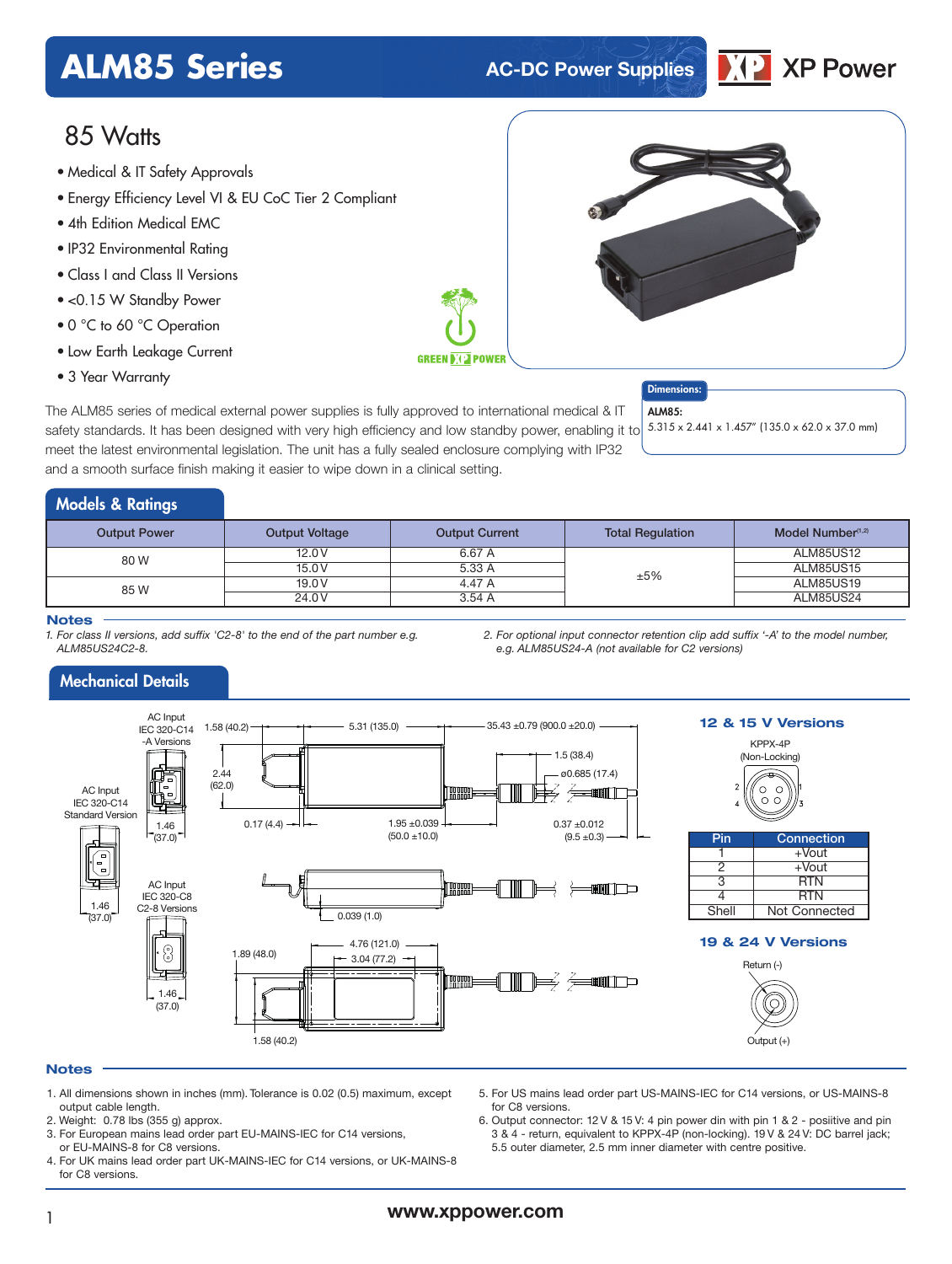# ALM85 Series

AC-DC Power Supplies

## 85 Watts

- Medical & IT Safety Approvals
- Energy Efficiency Level VI & EU CoC Tier 2 Compliant
- 4th Edition Medical EMC
- IP32 Environmental Rating
- Class I and Class II Versions
- <0.15 W Standby Power
- 0 °C to 60 °C Operation
- Low Earth Leakage Current
- 3 Year Warranty

**Dimensions:**

**ALM85:**
5.315 x 2.441 x 1.457" (135.0 x 62.0 x 37.0 mm)

The ALM85 series of medical external power supplies is fully approved to international medical & IT safety standards. It has been designed with very high efficiency and low standby power, enabling it to meet the latest environmental legislation. The unit has a fully sealed enclosure complying with IP32 and a smooth surface finish making it easier to wipe down in a clinical setting.

## Models & Ratings

| Output Power | Output Voltage | Output Current | Total Regulation | Model Number[1,2] |
|---|---|---|---|---|
| 80 W | 12.0 V | 6.67 A | ±5% | ALM85US12 |
| | 15.0 V | 5.33 A | | ALM85US15 |
| 85 W | 19.0 V | 4.47 A | | ALM85US19 |
| | 24.0 V | 3.54 A | | ALM85US24 |

### Notes

1. *For class II versions, add suffix 'C2-8' to the end of the part number e.g. ALM85US24C2-8.*
2. *For optional input connector retention clip add suffix '-A' to the model number, e.g. ALM85US24-A (not available for C2 versions)*

## Mechanical Details

AC Input IEC 320-C14 -A Versions

AC Input IEC 320-C14 Standard Version

AC Input IEC 320-C8 C2-8 Versions

1.58 (40.2) — 5.31 (135.0) — 35.43 ±0.79 (900.0 ±20.0) — 1.5 (38.4) — ø0.685 (17.4) — 2.44 (62.0) — 1.46 (37.0) — 0.17 (4.4) — 1.95 ±0.039 (50.0 ±10.0) — 0.37 ±0.012 (9.5 ±0.3) — 0.039 (1.0) — 1.89 (48.0) — 4.76 (121.0) — 3.04 (77.2) — 1.58 (40.2)

### 12 & 15 V Versions

KPPX-4P (Non-Locking)

| Pin | Connection |
|---|---|
| 1 | +Vout |
| 2 | +Vout |
| 3 | RTN |
| 4 | RTN |
| Shell | Not Connected |

### 19 & 24 V Versions

Return (-)

Output (+)

### Notes

1. All dimensions shown in inches (mm). Tolerance is 0.02 (0.5) maximum, except output cable length.
2. Weight: 0.78 lbs (355 g) approx.
3. For European mains lead order part EU-MAINS-IEC for C14 versions, or EU-MAINS-8 for C8 versions.
4. For UK mains lead order part UK-MAINS-IEC for C14 versions, or UK-MAINS-8 for C8 versions.
5. For US mains lead order part US-MAINS-IEC for C14 versions, or US-MAINS-8 for C8 versions.
6. Output connector: 12 V & 15 V: 4 pin power din with pin 1 & 2 - posiitive and pin 3 & 4 - return, equivalent to KPPX-4P (non-locking). 19 V & 24 V: DC barrel jack; 5.5 outer diameter, 2.5 mm inner diameter with centre positive.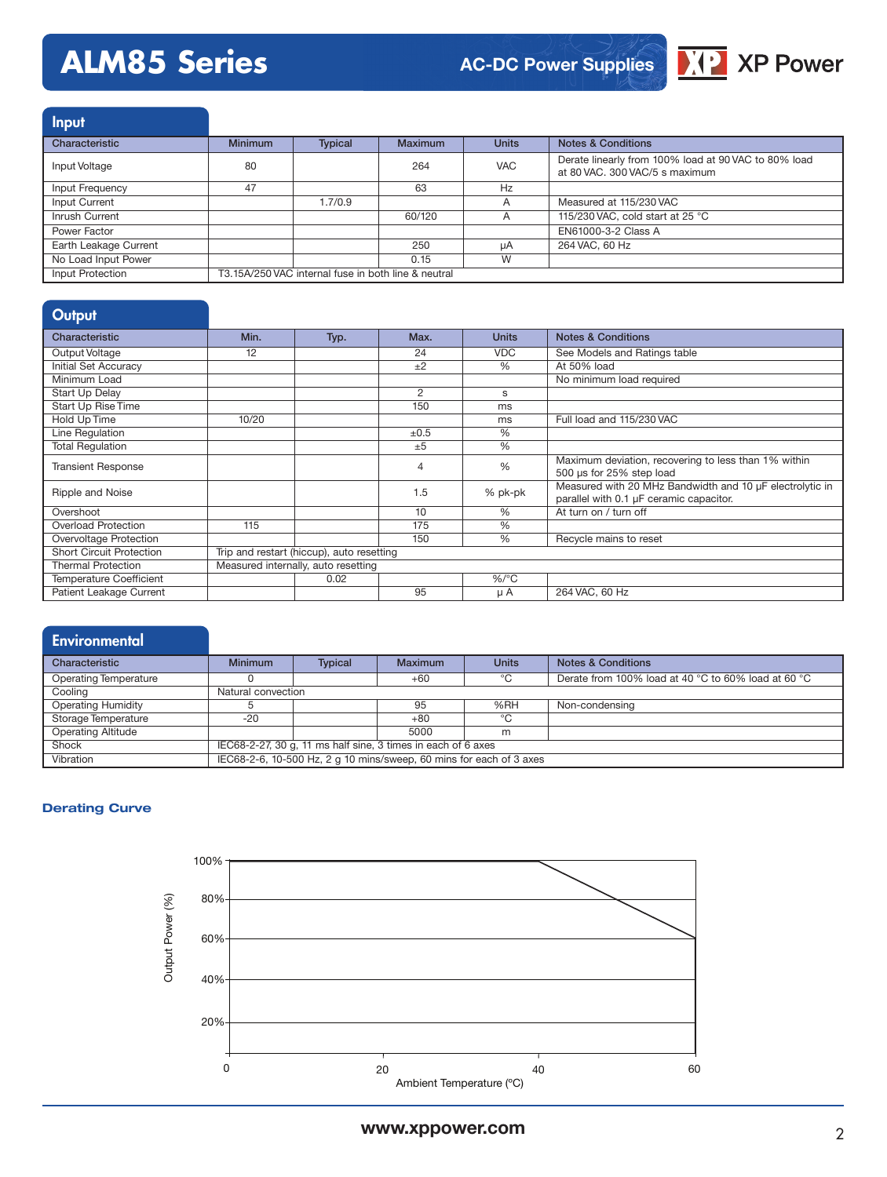## Input

| Characteristic | Minimum | Typical | Maximum | Units | Notes & Conditions |
|---|---|---|---|---|---|
| Input Voltage | 80 | | 264 | VAC | Derate linearly from 100% load at 90 VAC to 80% load at 80 VAC. 300 VAC/5 s maximum |
| Input Frequency | 47 | | 63 | Hz | |
| Input Current | | 1.7/0.9 | | A | Measured at 115/230 VAC |
| Inrush Current | | | 60/120 | A | 115/230 VAC, cold start at 25 °C |
| Power Factor | | | | | EN61000-3-2 Class A |
| Earth Leakage Current | | | 250 | µA | 264 VAC, 60 Hz |
| No Load Input Power | | | 0.15 | W | |
| Input Protection | T3.15A/250 VAC internal fuse in both line & neutral | | | | |

## Output

| Characteristic | Min. | Typ. | Max. | Units | Notes & Conditions |
|---|---|---|---|---|---|
| Output Voltage | 12 | | 24 | VDC | See Models and Ratings table |
| Initial Set Accuracy | | | ±2 | % | At 50% load |
| Minimum Load | | | | | No minimum load required |
| Start Up Delay | | | 2 | s | |
| Start Up Rise Time | | | 150 | ms | |
| Hold Up Time | 10/20 | | | ms | Full load and 115/230 VAC |
| Line Regulation | | | ±0.5 | % | |
| Total Regulation | | | ±5 | % | |
| Transient Response | | | 4 | % | Maximum deviation, recovering to less than 1% within 500 µs for 25% step load |
| Ripple and Noise | | | 1.5 | % pk-pk | Measured with 20 MHz Bandwidth and 10 µF electrolytic in parallel with 0.1 µF ceramic capacitor. |
| Overshoot | | | 10 | % | At turn on / turn off |
| Overload Protection | 115 | | 175 | % | |
| Overvoltage Protection | | | 150 | % | Recycle mains to reset |
| Short Circuit Protection | Trip and restart (hiccup), auto resetting | | | | |
| Thermal Protection | Measured internally, auto resetting | | | | |
| Temperature Coefficient | | 0.02 | | %/°C | |
| Patient Leakage Current | | | 95 | µ A | 264 VAC, 60 Hz |

## Environmental

| Characteristic | Minimum | Typical | Maximum | Units | Notes & Conditions |
|---|---|---|---|---|---|
| Operating Temperature | 0 | | +60 | °C | Derate from 100% load at 40 °C to 60% load at 60 °C |
| Cooling | Natural convection | | | | |
| Operating Humidity | 5 | | 95 | %RH | Non-condensing |
| Storage Temperature | -20 | | +80 | °C | |
| Operating Altitude | | | 5000 | m | |
| Shock | IEC68-2-27, 30 g, 11 ms half sine, 3 times in each of 6 axes | | | | |
| Vibration | IEC68-2-6, 10-500 Hz, 2 g 10 mins/sweep, 60 mins for each of 3 axes | | | | |

### Derating Curve

Output Power (%) vs. Ambient Temperature (°C): 100% from 0 to 40 °C, derating linearly to 60% at 60 °C.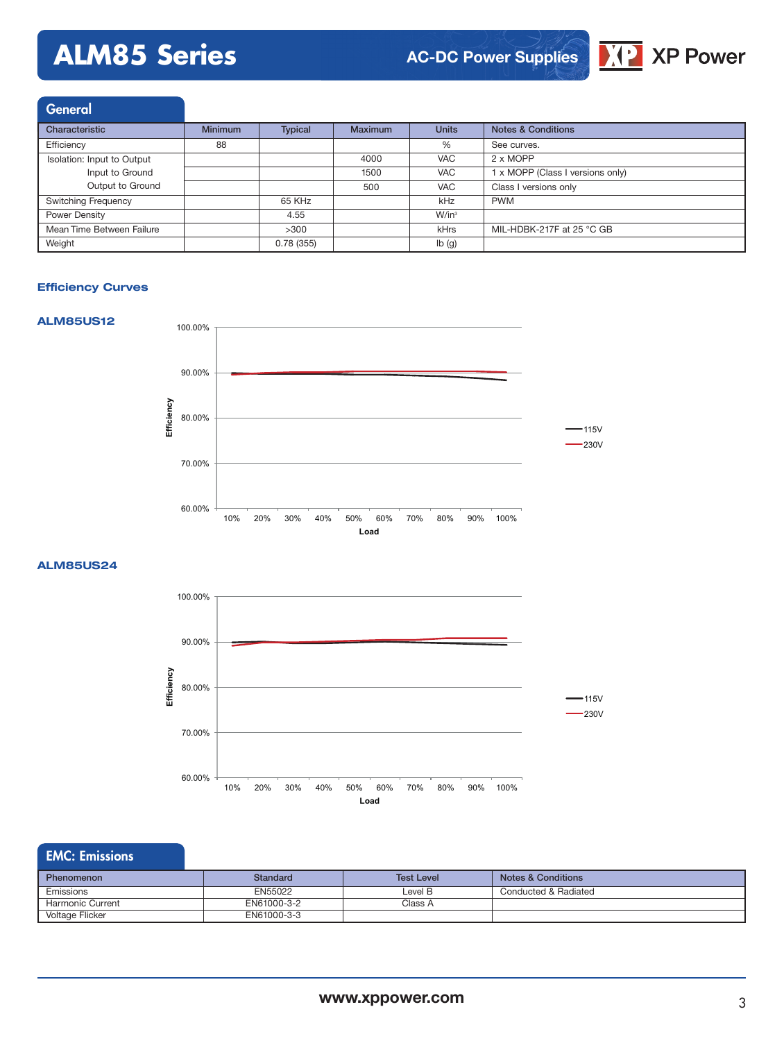## General

| Characteristic | Minimum | Typical | Maximum | Units | Notes & Conditions |
|---|---|---|---|---|---|
| Efficiency | 88 | | | % | See curves. |
| Isolation: Input to Output | | | 4000 | VAC | 2 x MOPP |
| Input to Ground | | | 1500 | VAC | 1 x MOPP (Class I versions only) |
| Output to Ground | | | 500 | VAC | Class I versions only |
| Switching Frequency | | 65 KHz | | kHz | PWM |
| Power Density | | 4.55 | | W/in³ | |
| Mean Time Between Failure | | >300 | | kHrs | MIL-HDBK-217F at 25 °C GB |
| Weight | | 0.78 (355) | | lb (g) | |

### Efficiency Curves

**ALM85US12**

**ALM85US24**

## EMC: Emissions

| Phenomenon | Standard | Test Level | Notes & Conditions |
|---|---|---|---|
| Emissions | EN55022 | Level B | Conducted & Radiated |
| Harmonic Current | EN61000-3-2 | Class A | |
| Voltage Flicker | EN61000-3-3 | | |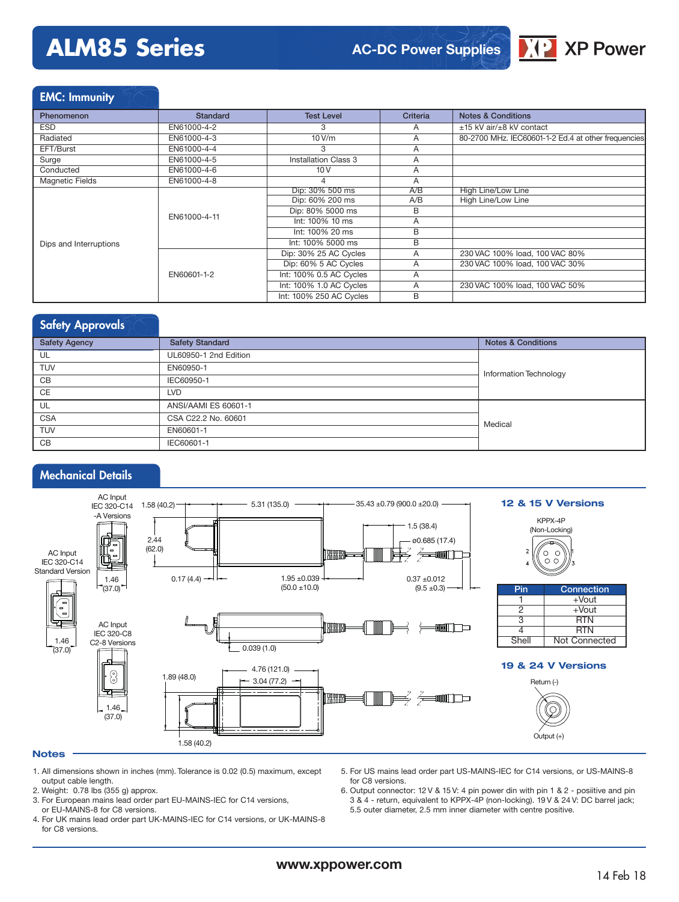# ALM85 Series

AC-DC Power Supplies

## EMC: Immunity

| Phenomenon | Standard | Test Level | Criteria | Notes & Conditions |
|---|---|---|---|---|
| ESD | EN61000-4-2 | 3 | A | ±15 kV air/±8 kV contact |
| Radiated | EN61000-4-3 | 10 V/m | A | 80-2700 MHz. IEC60601-1-2 Ed.4 at other frequencies |
| EFT/Burst | EN61000-4-4 | 3 | A | |
| Surge | EN61000-4-5 | Installation Class 3 | A | |
| Conducted | EN61000-4-6 | 10 V | A | |
| Magnetic Fields | EN61000-4-8 | 4 | A | |
| Dips and Interruptions | EN61000-4-11 | Dip: 30% 500 ms | A/B | High Line/Low Line |
| | | Dip: 60% 200 ms | A/B | High Line/Low Line |
| | | Dip: 80% 5000 ms | B | |
| | | Int: 100% 10 ms | A | |
| | | Int: 100% 20 ms | B | |
| | | Int: 100% 5000 ms | B | |
| | EN60601-1-2 | Dip: 30% 25 AC Cycles | A | 230 VAC 100% load, 100 VAC 80% |
| | | Dip: 60% 5 AC Cycles | A | 230 VAC 100% load, 100 VAC 30% |
| | | Int: 100% 0.5 AC Cycles | A | |
| | | Int: 100% 1.0 AC Cycles | A | 230 VAC 100% load, 100 VAC 50% |
| | | Int: 100% 250 AC Cycles | B | |

## Safety Approvals

| Safety Agency | Safety Standard | Notes & Conditions |
|---|---|---|
| UL | UL60950-1 2nd Edition | Information Technology |
| TUV | EN60950-1 | |
| CB | IEC60950-1 | |
| CE | LVD | |
| UL | ANSI/AAMI ES 60601-1 | Medical |
| CSA | CSA C22.2 No. 60601 | |
| TUV | EN60601-1 | |
| CB | IEC60601-1 | |

## Mechanical Details

AC Input IEC 320-C14 -A Versions
AC Input IEC 320-C14 Standard Version
AC Input IEC 320-C8 C2-8 Versions
1.58 (40.2)
5.31 (135.0)
35.43 ±0.79 (900.0 ±20.0)
2.44 (62.0)
1.5 (38.4)
ø0.685 (17.4)
1.46 (37.0)
0.17 (4.4)
1.95 ±0.039 (50.0 ±10.0)
0.37 ±0.012 (9.5 ±0.3)
0.039 (1.0)
4.76 (121.0)
3.04 (77.2)
1.89 (48.0)
1.58 (40.2)

### 12 & 15 V Versions

KPPX-4P (Non-Locking)

| Pin | Connection |
|---|---|
| 1 | +Vout |
| 2 | +Vout |
| 3 | RTN |
| 4 | RTN |
| Shell | Not Connected |

### 19 & 24 V Versions

Return (-)
Output (+)

## Notes

1. All dimensions shown in inches (mm). Tolerance is 0.02 (0.5) maximum, except output cable length.
2. Weight: 0.78 lbs (355 g) approx.
3. For European mains lead order part EU-MAINS-IEC for C14 versions, or EU-MAINS-8 for C8 versions.
4. For UK mains lead order part UK-MAINS-IEC for C14 versions, or UK-MAINS-8 for C8 versions.
5. For US mains lead order part US-MAINS-IEC for C14 versions, or US-MAINS-8 for C8 versions.
6. Output connector: 12 V & 15 V: 4 pin power din with pin 1 & 2 - posiitive and pin 3 & 4 - return, equivalent to KPPX-4P (non-locking). 19 V & 24 V: DC barrel jack; 5.5 outer diameter, 2.5 mm inner diameter with centre positive.

www.xppower.com

14 Feb 18